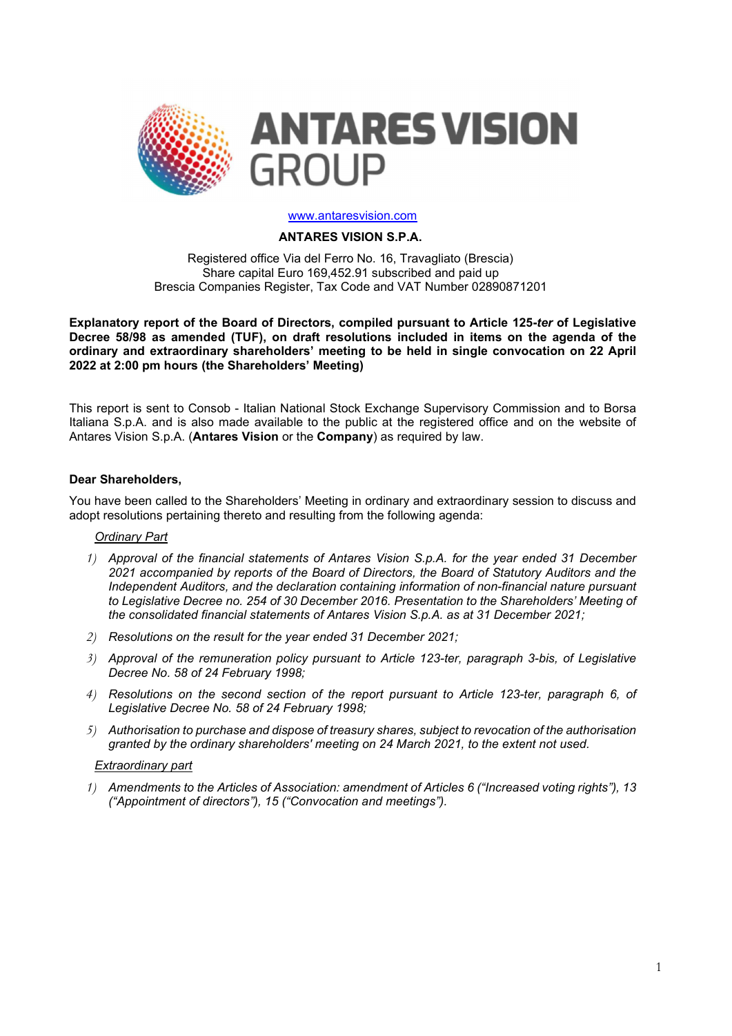ANTARES VISION GROUP

www.antaresvision.com

**ANTARES VISION S.P.A.**

Registered office Via del Ferro No. 16, Travagliato (Brescia)
Share capital Euro 169,452.91 subscribed and paid up
Brescia Companies Register, Tax Code and VAT Number 02890871201

**Explanatory report of the Board of Directors, compiled pursuant to Article 125-*ter* of Legislative Decree 58/98 as amended (TUF), on draft resolutions included in items on the agenda of the ordinary and extraordinary shareholders' meeting to be held in single convocation on 22 April 2022 at 2:00 pm hours (the Shareholders' Meeting)**

This report is sent to Consob - Italian National Stock Exchange Supervisory Commission and to Borsa Italiana S.p.A. and is also made available to the public at the registered office and on the website of Antares Vision S.p.A. (**Antares Vision** or the **Company**) as required by law.

**Dear Shareholders,**

You have been called to the Shareholders' Meeting in ordinary and extraordinary session to discuss and adopt resolutions pertaining thereto and resulting from the following agenda:

*Ordinary Part*

1) *Approval of the financial statements of Antares Vision S.p.A. for the year ended 31 December 2021 accompanied by reports of the Board of Directors, the Board of Statutory Auditors and the Independent Auditors, and the declaration containing information of non-financial nature pursuant to Legislative Decree no. 254 of 30 December 2016. Presentation to the Shareholders' Meeting of the consolidated financial statements of Antares Vision S.p.A. as at 31 December 2021;*
2) *Resolutions on the result for the year ended 31 December 2021;*
3) *Approval of the remuneration policy pursuant to Article 123-ter, paragraph 3-bis, of Legislative Decree No. 58 of 24 February 1998;*
4) *Resolutions on the second section of the report pursuant to Article 123-ter, paragraph 6, of Legislative Decree No. 58 of 24 February 1998;*
5) *Authorisation to purchase and dispose of treasury shares, subject to revocation of the authorisation granted by the ordinary shareholders' meeting on 24 March 2021, to the extent not used.*

*Extraordinary part*

1) *Amendments to the Articles of Association: amendment of Articles 6 ("Increased voting rights"), 13 ("Appointment of directors"), 15 ("Convocation and meetings").*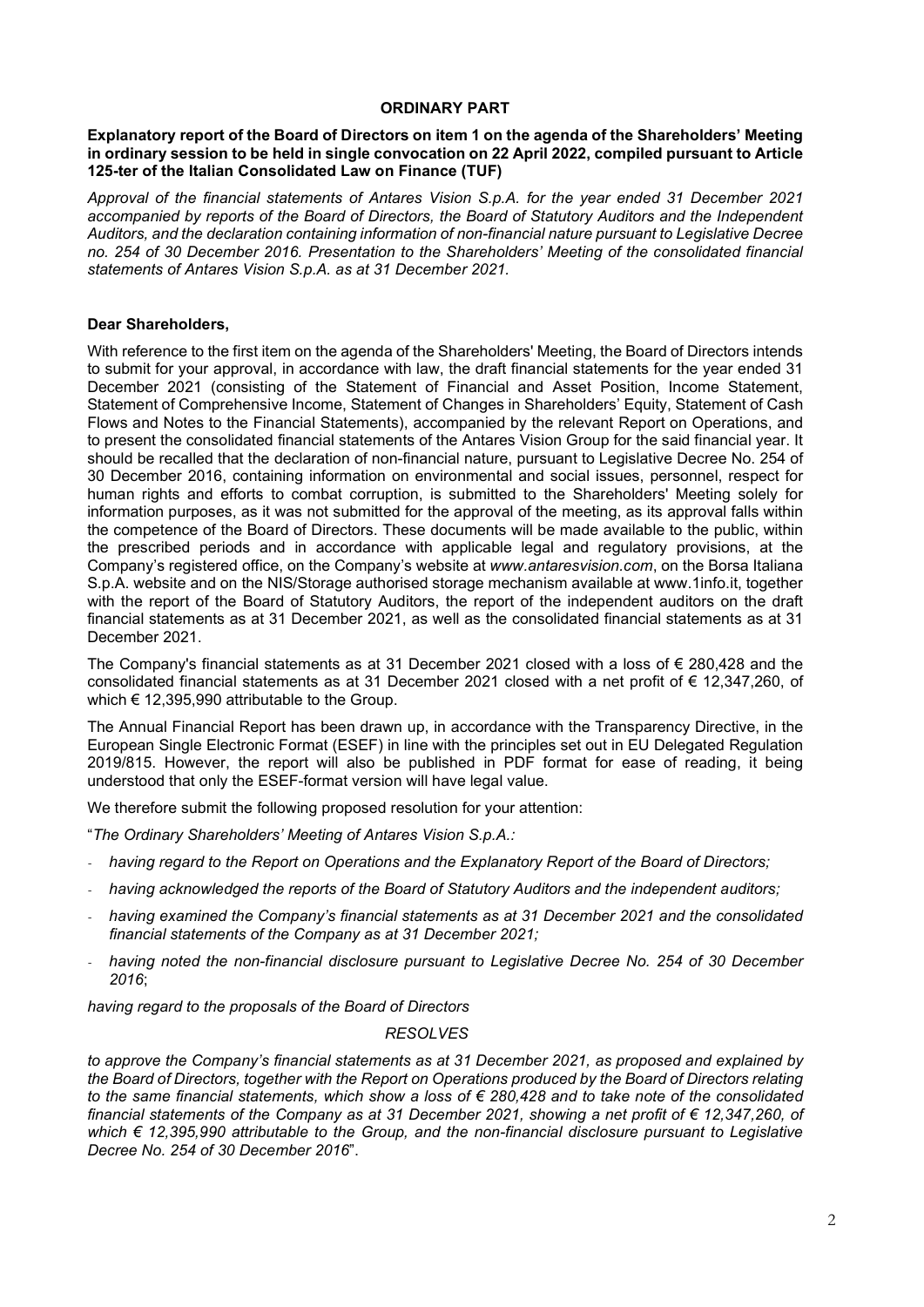## ORDINARY PART

**Explanatory report of the Board of Directors on item 1 on the agenda of the Shareholders' Meeting in ordinary session to be held in single convocation on 22 April 2022, compiled pursuant to Article 125-ter of the Italian Consolidated Law on Finance (TUF)**

*Approval of the financial statements of Antares Vision S.p.A. for the year ended 31 December 2021 accompanied by reports of the Board of Directors, the Board of Statutory Auditors and the Independent Auditors, and the declaration containing information of non-financial nature pursuant to Legislative Decree no. 254 of 30 December 2016. Presentation to the Shareholders' Meeting of the consolidated financial statements of Antares Vision S.p.A. as at 31 December 2021.*

**Dear Shareholders,**

With reference to the first item on the agenda of the Shareholders' Meeting, the Board of Directors intends to submit for your approval, in accordance with law, the draft financial statements for the year ended 31 December 2021 (consisting of the Statement of Financial and Asset Position, Income Statement, Statement of Comprehensive Income, Statement of Changes in Shareholders' Equity, Statement of Cash Flows and Notes to the Financial Statements), accompanied by the relevant Report on Operations, and to present the consolidated financial statements of the Antares Vision Group for the said financial year. It should be recalled that the declaration of non-financial nature, pursuant to Legislative Decree No. 254 of 30 December 2016, containing information on environmental and social issues, personnel, respect for human rights and efforts to combat corruption, is submitted to the Shareholders' Meeting solely for information purposes, as it was not submitted for the approval of the meeting, as its approval falls within the competence of the Board of Directors. These documents will be made available to the public, within the prescribed periods and in accordance with applicable legal and regulatory provisions, at the Company's registered office, on the Company's website at *www.antaresvision.com*, on the Borsa Italiana S.p.A. website and on the NIS/Storage authorised storage mechanism available at www.1info.it, together with the report of the Board of Statutory Auditors, the report of the independent auditors on the draft financial statements as at 31 December 2021, as well as the consolidated financial statements as at 31 December 2021.

The Company's financial statements as at 31 December 2021 closed with a loss of € 280,428 and the consolidated financial statements as at 31 December 2021 closed with a net profit of € 12,347,260, of which € 12,395,990 attributable to the Group.

The Annual Financial Report has been drawn up, in accordance with the Transparency Directive, in the European Single Electronic Format (ESEF) in line with the principles set out in EU Delegated Regulation 2019/815. However, the report will also be published in PDF format for ease of reading, it being understood that only the ESEF-format version will have legal value.

We therefore submit the following proposed resolution for your attention:

"*The Ordinary Shareholders' Meeting of Antares Vision S.p.A.:*

- *having regard to the Report on Operations and the Explanatory Report of the Board of Directors;*
- *having acknowledged the reports of the Board of Statutory Auditors and the independent auditors;*
- *having examined the Company's financial statements as at 31 December 2021 and the consolidated financial statements of the Company as at 31 December 2021;*
- *having noted the non-financial disclosure pursuant to Legislative Decree No. 254 of 30 December 2016*;

*having regard to the proposals of the Board of Directors*

*RESOLVES*

*to approve the Company's financial statements as at 31 December 2021, as proposed and explained by the Board of Directors, together with the Report on Operations produced by the Board of Directors relating to the same financial statements, which show a loss of € 280,428 and to take note of the consolidated financial statements of the Company as at 31 December 2021, showing a net profit of € 12,347,260, of which € 12,395,990 attributable to the Group, and the non-financial disclosure pursuant to Legislative Decree No. 254 of 30 December 2016*".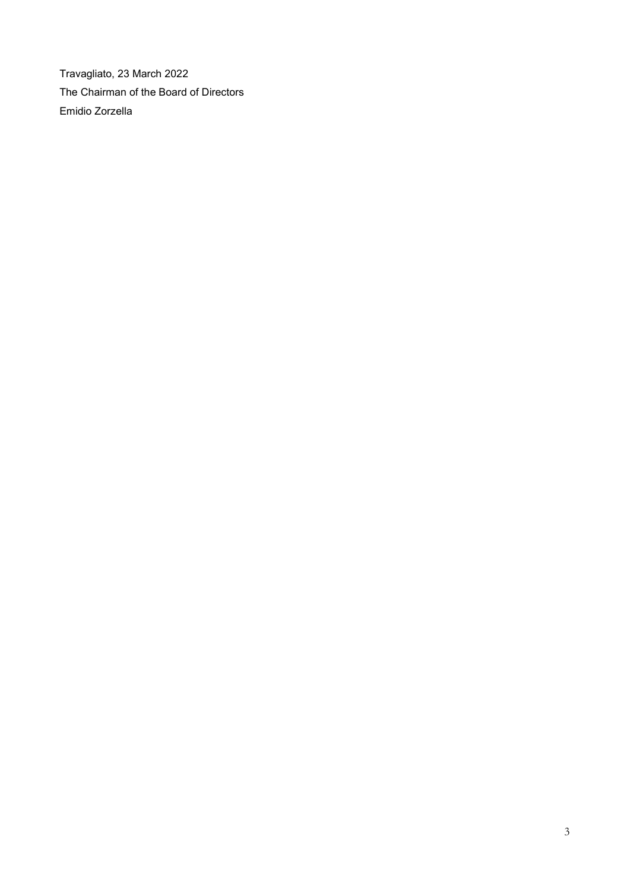Travagliato, 23 March 2022

The Chairman of the Board of Directors

Emidio Zorzella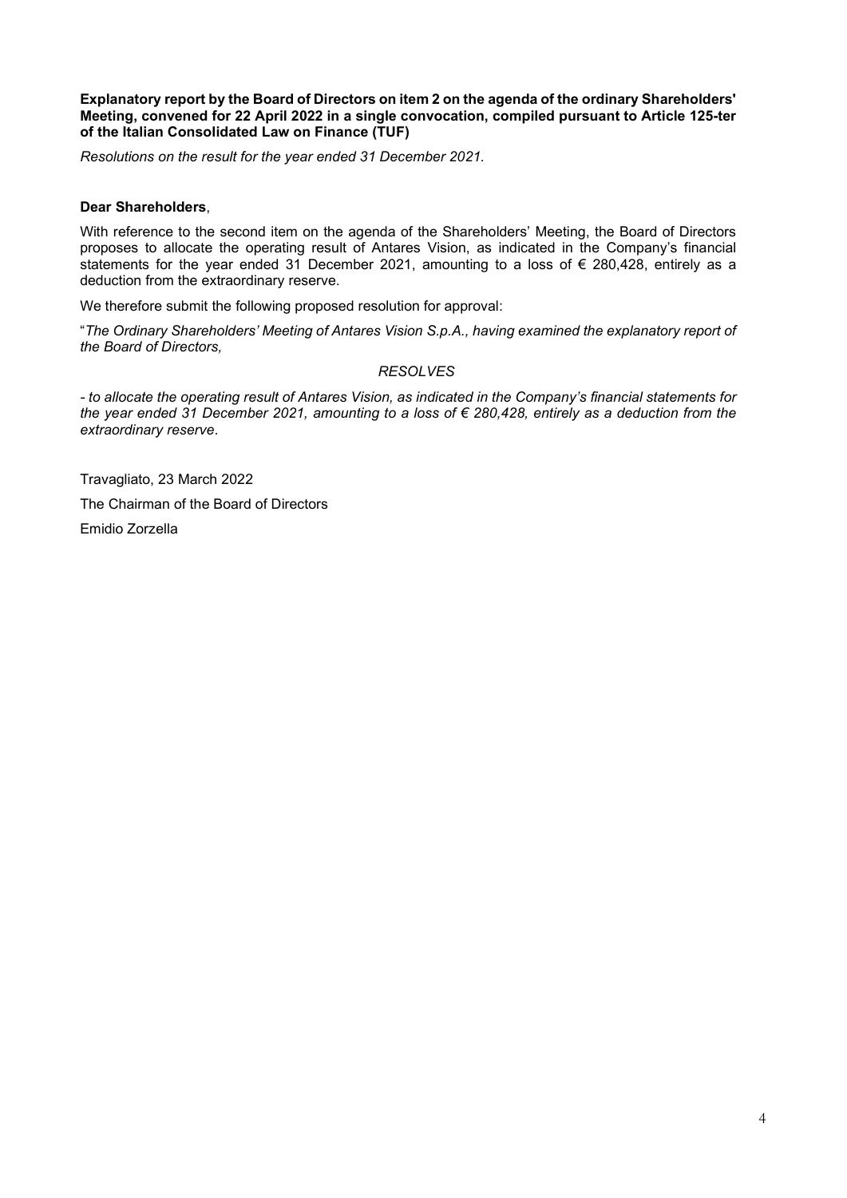**Explanatory report by the Board of Directors on item 2 on the agenda of the ordinary Shareholders' Meeting, convened for 22 April 2022 in a single convocation, compiled pursuant to Article 125-ter of the Italian Consolidated Law on Finance (TUF)**

*Resolutions on the result for the year ended 31 December 2021.*

**Dear Shareholders**,

With reference to the second item on the agenda of the Shareholders' Meeting, the Board of Directors proposes to allocate the operating result of Antares Vision, as indicated in the Company's financial statements for the year ended 31 December 2021, amounting to a loss of € 280,428, entirely as a deduction from the extraordinary reserve.

We therefore submit the following proposed resolution for approval:

"*The Ordinary Shareholders' Meeting of Antares Vision S.p.A., having examined the explanatory report of the Board of Directors,*

*RESOLVES*

*- to allocate the operating result of Antares Vision, as indicated in the Company's financial statements for the year ended 31 December 2021, amounting to a loss of € 280,428, entirely as a deduction from the extraordinary reserve*.

Travagliato, 23 March 2022

The Chairman of the Board of Directors

Emidio Zorzella